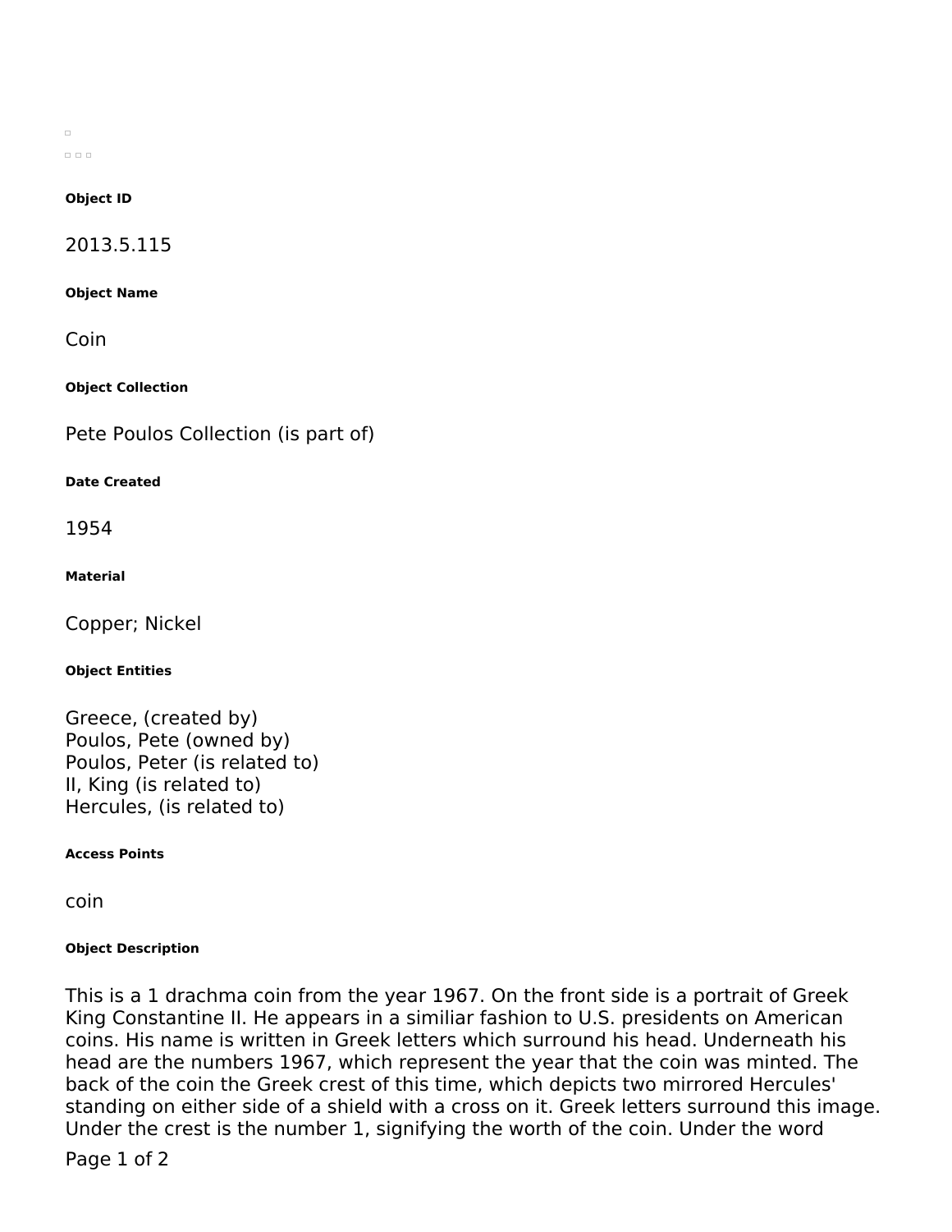#### Object ID

2013.5.115

#### Object Name

Coin

#### Object Collection

Pete Poulos Collection (is part of)

#### Date Created

1954

#### Material

Copper; Nickel

#### Object Entities

Greece, (created by)
Poulos, Pete (owned by)
Poulos, Peter (is related to)
II, King (is related to)
Hercules, (is related to)

#### Access Points

coin

#### Object Description

This is a 1 drachma coin from the year 1967. On the front side is a portrait of Greek King Constantine II. He appears in a similiar fashion to U.S. presidents on American coins. His name is written in Greek letters which surround his head. Underneath his head are the numbers 1967, which represent the year that the coin was minted. The back of the coin the Greek crest of this time, which depicts two mirrored Hercules' standing on either side of a shield with a cross on it. Greek letters surround this image. Under the crest is the number 1, signifying the worth of the coin. Under the word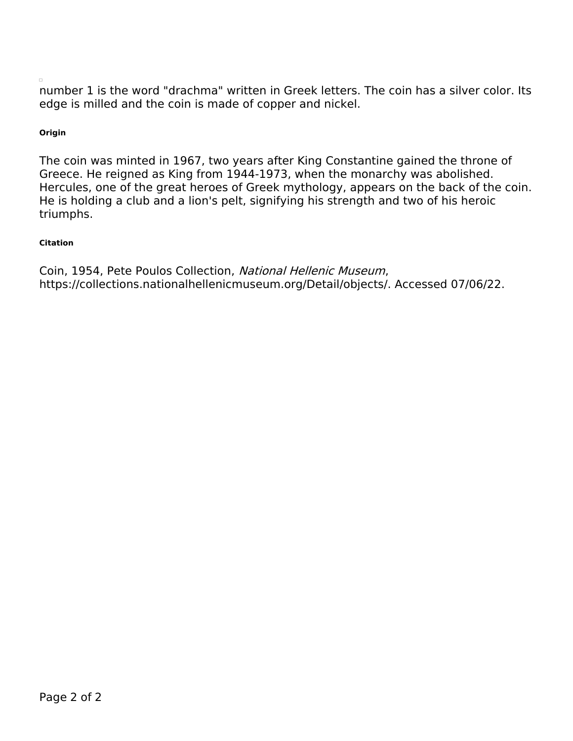number 1 is the word "drachma" written in Greek letters. The coin has a silver color. Its edge is milled and the coin is made of copper and nickel.

#### Origin

The coin was minted in 1967, two years after King Constantine gained the throne of Greece. He reigned as King from 1944-1973, when the monarchy was abolished. Hercules, one of the great heroes of Greek mythology, appears on the back of the coin. He is holding a club and a lion's pelt, signifying his strength and two of his heroic triumphs.

#### Citation

Coin, 1954, Pete Poulos Collection, *National Hellenic Museum*, https://collections.nationalhellenicmuseum.org/Detail/objects/. Accessed 07/06/22.